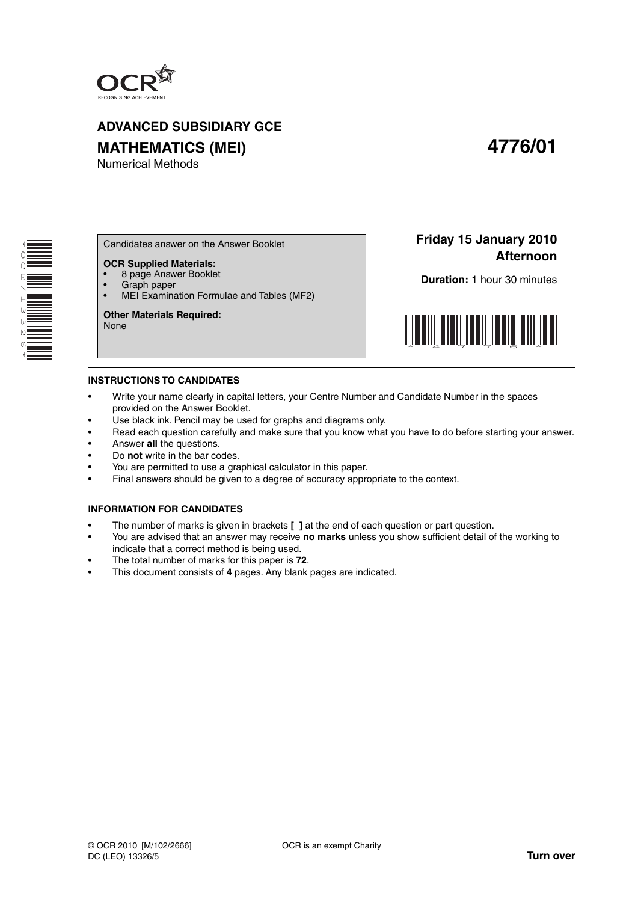OCR RECOGNISING ACHIEVEMENT

# ADVANCED SUBSIDIARY GCE

# MATHEMATICS (MEI) 4776/01

Numerical Methods

Candidates answer on the Answer Booklet

**OCR Supplied Materials:**
- 8 page Answer Booklet
- Graph paper
- MEI Examination Formulae and Tables (MF2)

**Other Materials Required:**
None

**Friday 15 January 2010**
**Afternoon**

**Duration:** 1 hour 30 minutes

## INSTRUCTIONS TO CANDIDATES

- Write your name clearly in capital letters, your Centre Number and Candidate Number in the spaces provided on the Answer Booklet.
- Use black ink. Pencil may be used for graphs and diagrams only.
- Read each question carefully and make sure that you know what you have to do before starting your answer.
- Answer **all** the questions.
- Do **not** write in the bar codes.
- You are permitted to use a graphical calculator in this paper.
- Final answers should be given to a degree of accuracy appropriate to the context.

## INFORMATION FOR CANDIDATES

- The number of marks is given in brackets **[ ]** at the end of each question or part question.
- You are advised that an answer may receive **no marks** unless you show sufficient detail of the working to indicate that a correct method is being used.
- The total number of marks for this paper is **72**.
- This document consists of **4** pages. Any blank pages are indicated.

© OCR 2010 [M/102/2666]
DC (LEO) 13326/5

OCR is an exempt Charity

**Turn over**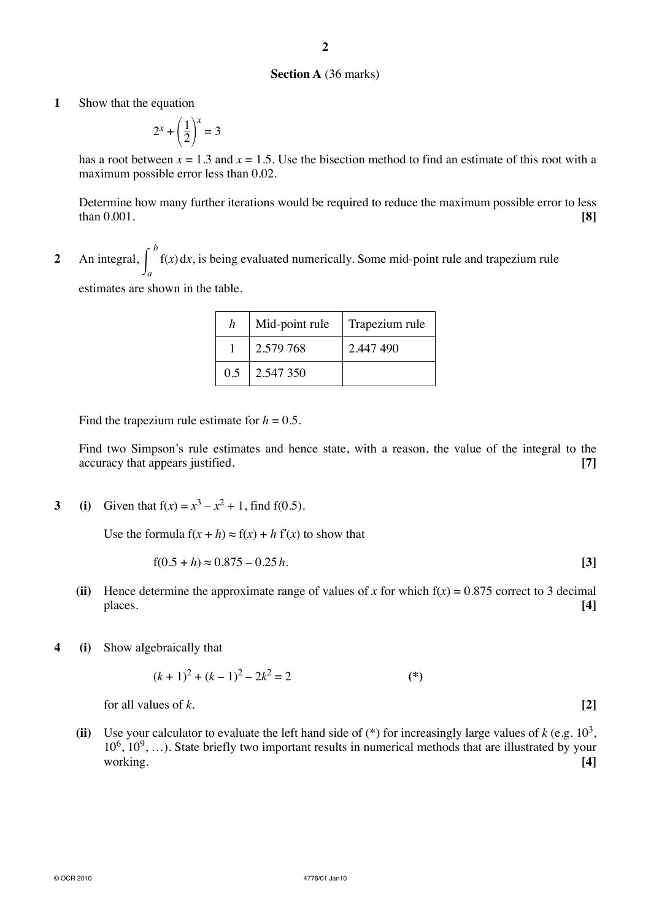## Section A (36 marks)

**1** Show that the equation

$$2^x + \left(\frac{1}{2}\right)^x = 3$$

has a root between $x = 1.3$ and $x = 1.5$. Use the bisection method to find an estimate of this root with a maximum possible error less than 0.02.

Determine how many further iterations would be required to reduce the maximum possible error to less than 0.001. **[8]**

**2** An integral, $\int_a^b f(x)\,dx$, is being evaluated numerically. Some mid-point rule and trapezium rule estimates are shown in the table.

| $h$ | Mid-point rule | Trapezium rule |
|---|---|---|
| 1 | 2.579 768 | 2.447 490 |
| 0.5 | 2.547 350 | |

Find the trapezium rule estimate for $h = 0.5$.

Find two Simpson's rule estimates and hence state, with a reason, the value of the integral to the accuracy that appears justified. **[7]**

**3** **(i)** Given that $f(x) = x^3 - x^2 + 1$, find $f(0.5)$.

Use the formula $f(x + h) \approx f(x) + h\,f'(x)$ to show that

$$f(0.5 + h) \approx 0.875 - 0.25h. \quad \textbf{[3]}$$

**(ii)** Hence determine the approximate range of values of $x$ for which $f(x) = 0.875$ correct to 3 decimal places. **[4]**

**4** **(i)** Show algebraically that

$$(k+1)^2 + (k-1)^2 - 2k^2 = 2 \qquad \textbf{(*)}$$

for all values of $k$. **[2]**

**(ii)** Use your calculator to evaluate the left hand side of (*) for increasingly large values of $k$ (e.g. $10^3$, $10^6$, $10^9$, …). State briefly two important results in numerical methods that are illustrated by your working. **[4]**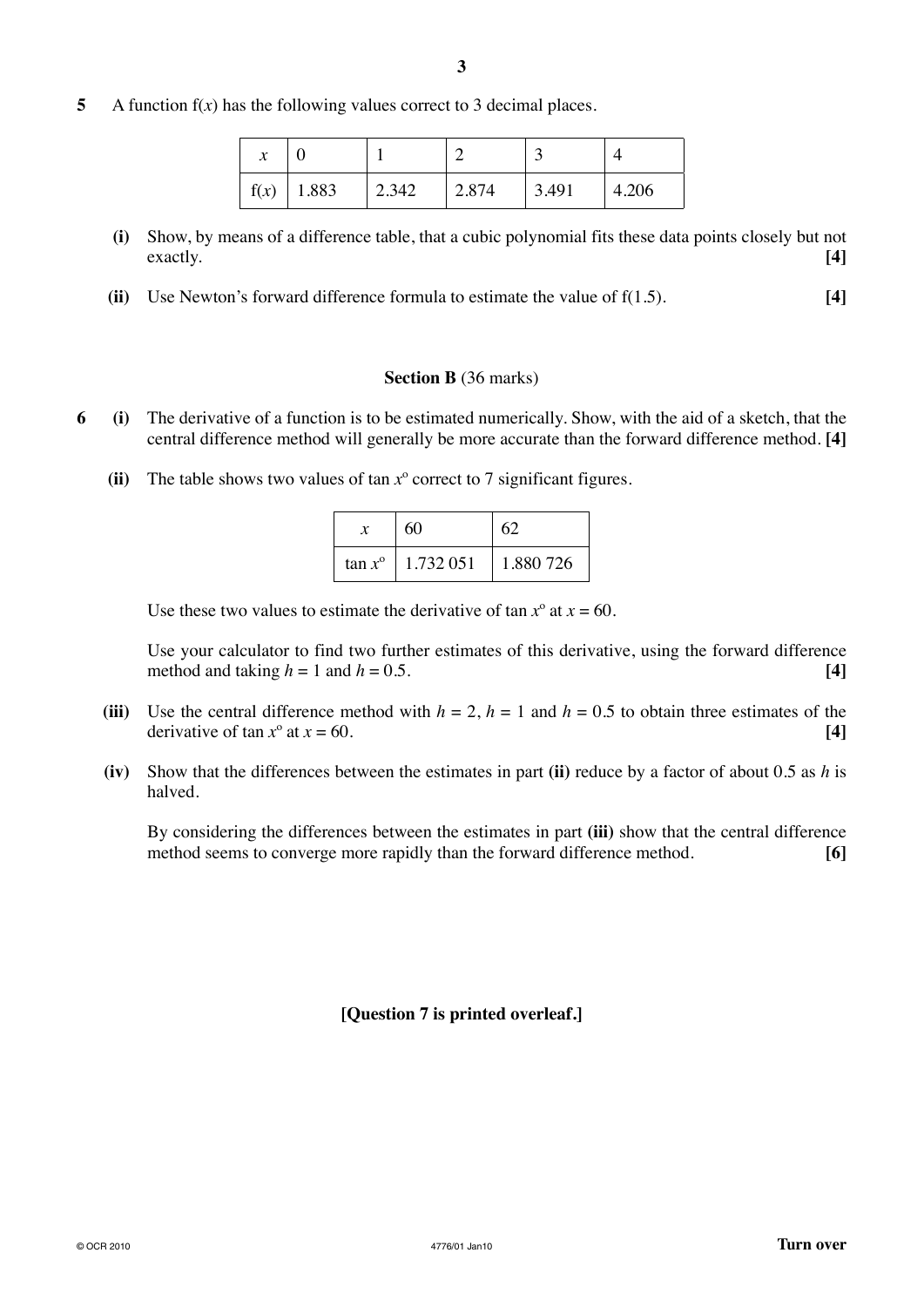**5** A function $f(x)$ has the following values correct to 3 decimal places.

| $x$ | 0 | 1 | 2 | 3 | 4 |
|---|---|---|---|---|---|
| $f(x)$ | 1.883 | 2.342 | 2.874 | 3.491 | 4.206 |

**(i)** Show, by means of a difference table, that a cubic polynomial fits these data points closely but not exactly. **[4]**

**(ii)** Use Newton's forward difference formula to estimate the value of $f(1.5)$. **[4]**

## Section B (36 marks)

**6** **(i)** The derivative of a function is to be estimated numerically. Show, with the aid of a sketch, that the central difference method will generally be more accurate than the forward difference method. **[4]**

**(ii)** The table shows two values of $\tan x^{\circ}$ correct to 7 significant figures.

| $x$ | 60 | 62 |
|---|---|---|
| $\tan x^{\circ}$ | 1.732 051 | 1.880 726 |

Use these two values to estimate the derivative of $\tan x^{\circ}$ at $x = 60$.

Use your calculator to find two further estimates of this derivative, using the forward difference method and taking $h = 1$ and $h = 0.5$. **[4]**

**(iii)** Use the central difference method with $h = 2$, $h = 1$ and $h = 0.5$ to obtain three estimates of the derivative of $\tan x^{\circ}$ at $x = 60$. **[4]**

**(iv)** Show that the differences between the estimates in part **(ii)** reduce by a factor of about 0.5 as $h$ is halved.

By considering the differences between the estimates in part **(iii)** show that the central difference method seems to converge more rapidly than the forward difference method. **[6]**

**[Question 7 is printed overleaf.]**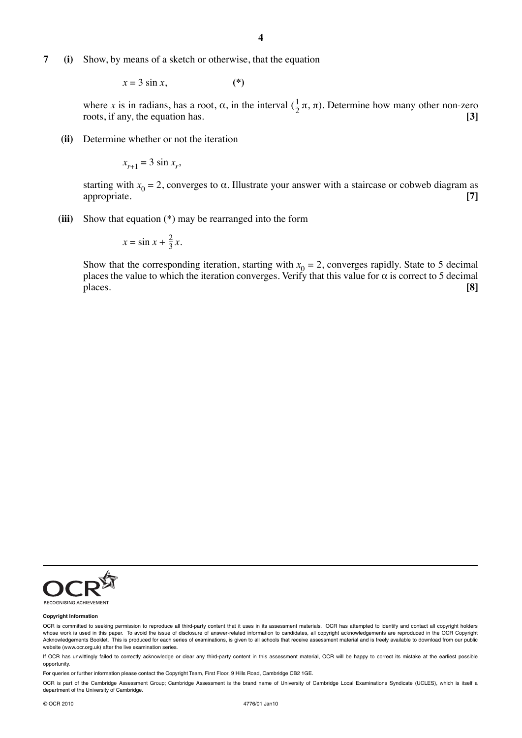**7** **(i)** Show, by means of a sketch or otherwise, that the equation

$$x = 3 \sin x, \qquad (*)$$

where $x$ is in radians, has a root, $\alpha$, in the interval $(\frac{1}{2}\pi, \pi)$. Determine how many other non-zero roots, if any, the equation has. **[3]**

**(ii)** Determine whether or not the iteration

$$x_{r+1} = 3 \sin x_r,$$

starting with $x_0 = 2$, converges to $\alpha$. Illustrate your answer with a staircase or cobweb diagram as appropriate. **[7]**

**(iii)** Show that equation (*) may be rearranged into the form

$$x = \sin x + \tfrac{2}{3}x.$$

Show that the corresponding iteration, starting with $x_0 = 2$, converges rapidly. State to 5 decimal places the value to which the iteration converges. Verify that this value for $\alpha$ is correct to 5 decimal places. **[8]**

**Copyright Information**

OCR is committed to seeking permission to reproduce all third-party content that it uses in its assessment materials. OCR has attempted to identify and contact all copyright holders whose work is used in this paper. To avoid the issue of disclosure of answer-related information to candidates, all copyright acknowledgements are reproduced in the OCR Copyright Acknowledgements Booklet. This is produced for each series of examinations, is given to all schools that receive assessment material and is freely available to download from our public website (www.ocr.org.uk) after the live examination series.

If OCR has unwittingly failed to correctly acknowledge or clear any third-party content in this assessment material, OCR will be happy to correct its mistake at the earliest possible opportunity.

For queries or further information please contact the Copyright Team, First Floor, 9 Hills Road, Cambridge CB2 1GE.

OCR is part of the Cambridge Assessment Group; Cambridge Assessment is the brand name of University of Cambridge Local Examinations Syndicate (UCLES), which is itself a department of the University of Cambridge.

© OCR 2010 4776/01 Jan10